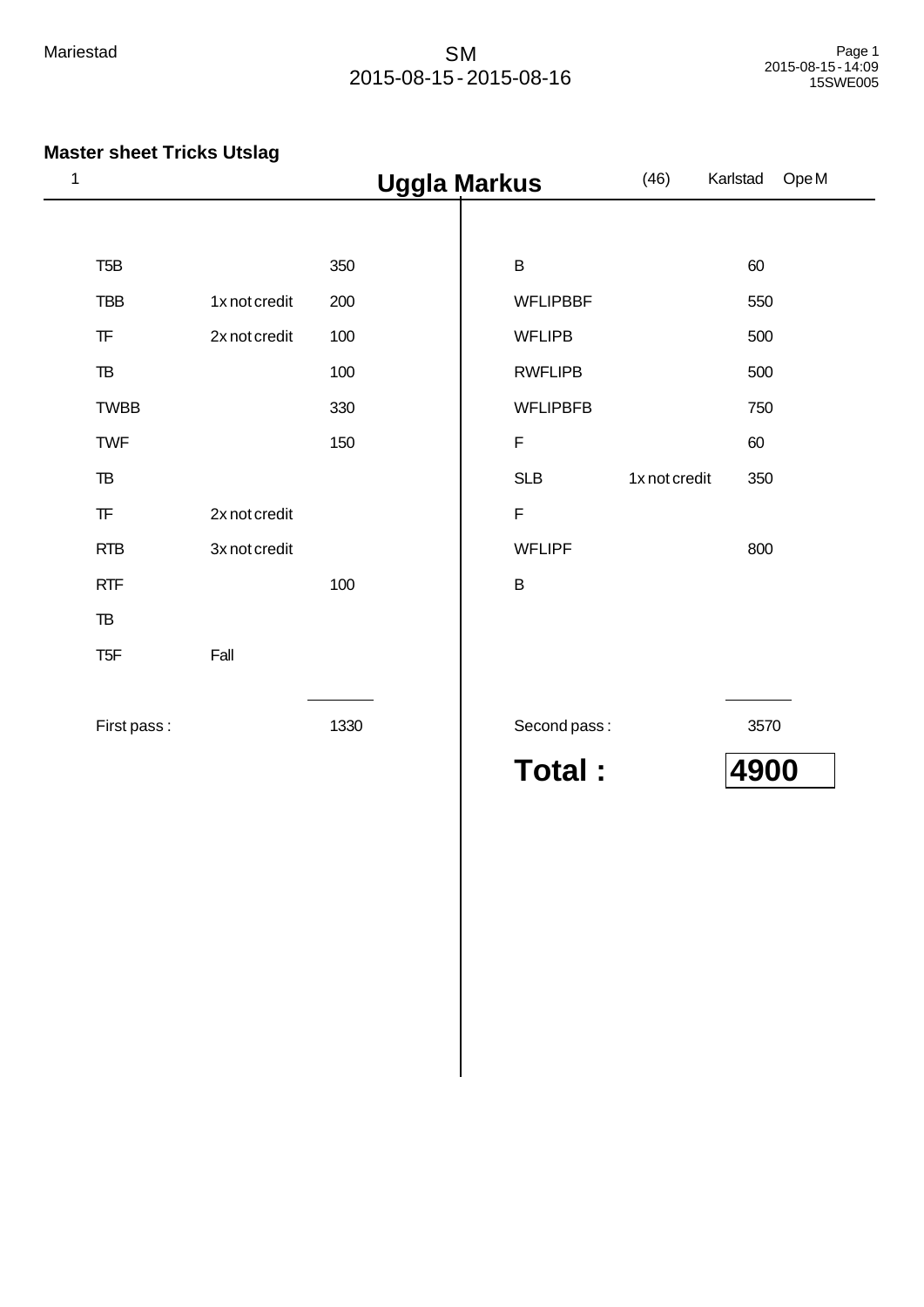Mariestad

SM
2015-08-15 - 2015-08-16

15SWE005

## Master sheet Tricks Utslag

1 **Uggla Markus** (46) Karlstad Ope M

| Trick | Note | Points | Trick | Note | Points |
|---|---|---|---|---|---|
| T5B | | 350 | B | | 60 |
| TBB | 1x not credit | 200 | WFLIPBBF | | 550 |
| TF | 2x not credit | 100 | WFLIPB | | 500 |
| TB | | 100 | RWFLIPB | | 500 |
| TWBB | | 330 | WFLIPBFB | | 750 |
| TWF | | 150 | F | | 60 |
| TB | | | SLB | 1x not credit | 350 |
| TF | 2x not credit | | F | | |
| RTB | 3x not credit | | WFLIPF | | 800 |
| RTF | | 100 | B | | |
| TB | | | | | |
| T5F | Fall | | | | |
| First pass : | | 1330 | Second pass : | | 3570 |

**Total : 4900**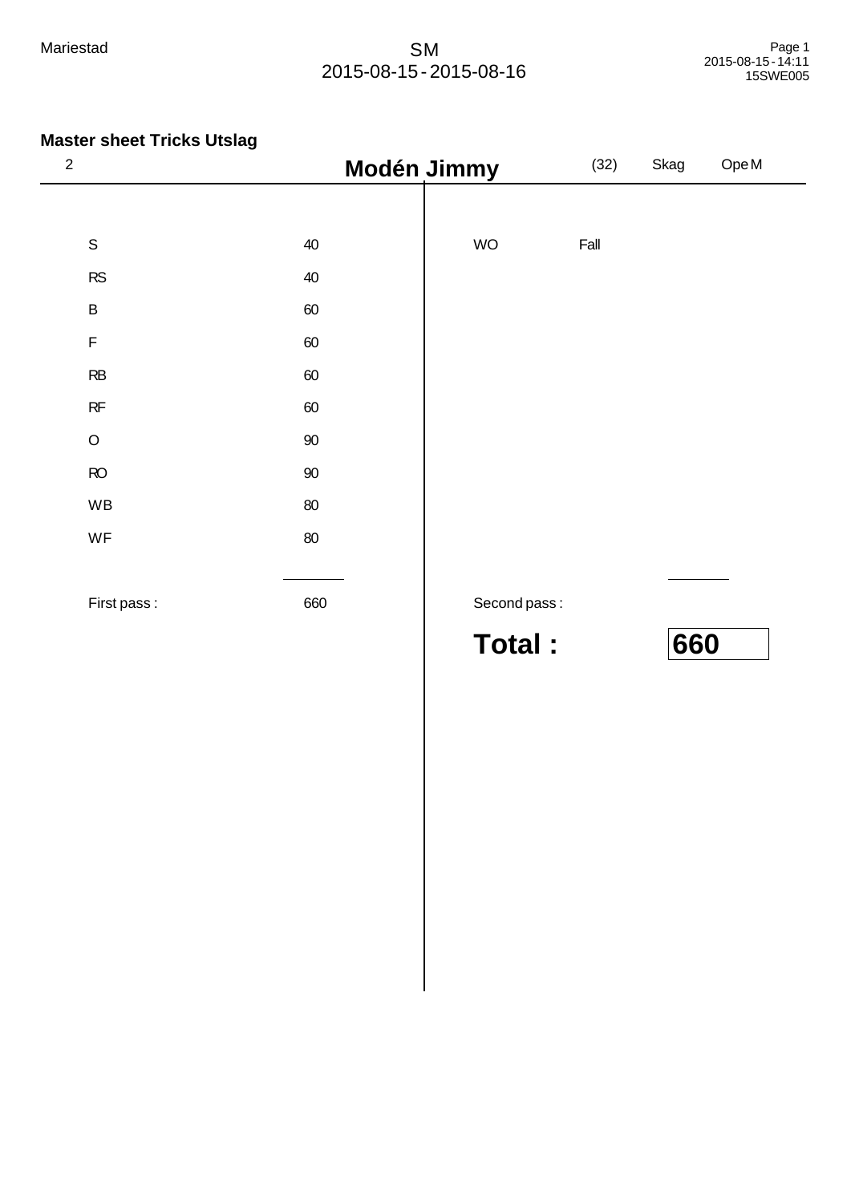Mariestad

SM
2015-08-15 - 2015-08-16

## Master sheet Tricks Utslag

| 2 | | **Modén Jimmy** | (32) | Skag | Ope M |
|---|---|---|---|---|---|

| First pass | | Second pass | |
|---|---|---|---|
| S | 40 | WO | Fall |
| RS | 40 | | |
| B | 60 | | |
| F | 60 | | |
| RB | 60 | | |
| RF | 60 | | |
| O | 90 | | |
| RO | 90 | | |
| WB | 80 | | |
| WF | 80 | | |
| First pass : | 660 | Second pass : | |

**Total : 660**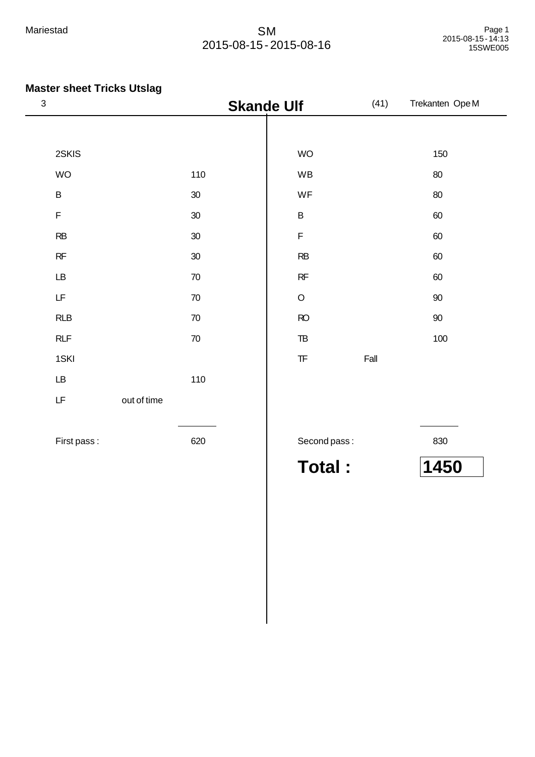Mariestad

SM
2015-08-15 - 2015-08-16

## Master sheet Tricks Utslag

3 **Skande Ulf** (41) Trekanten Ope M

| First pass | | | Second pass | | |
|---|---|---|---|---|---|
| 2SKIS | | | WO | | 150 |
| WO | | 110 | WB | | 80 |
| B | | 30 | WF | | 80 |
| F | | 30 | B | | 60 |
| RB | | 30 | F | | 60 |
| RF | | 30 | RB | | 60 |
| LB | | 70 | RF | | 60 |
| LF | | 70 | O | | 90 |
| RLB | | 70 | RO | | 90 |
| RLF | | 70 | TB | | 100 |
| 1SKI | | | TF | Fall | |
| LB | | 110 | | | |
| LF | out of time | | | | |
| First pass : | | 620 | Second pass : | | 830 |

**Total : 1450**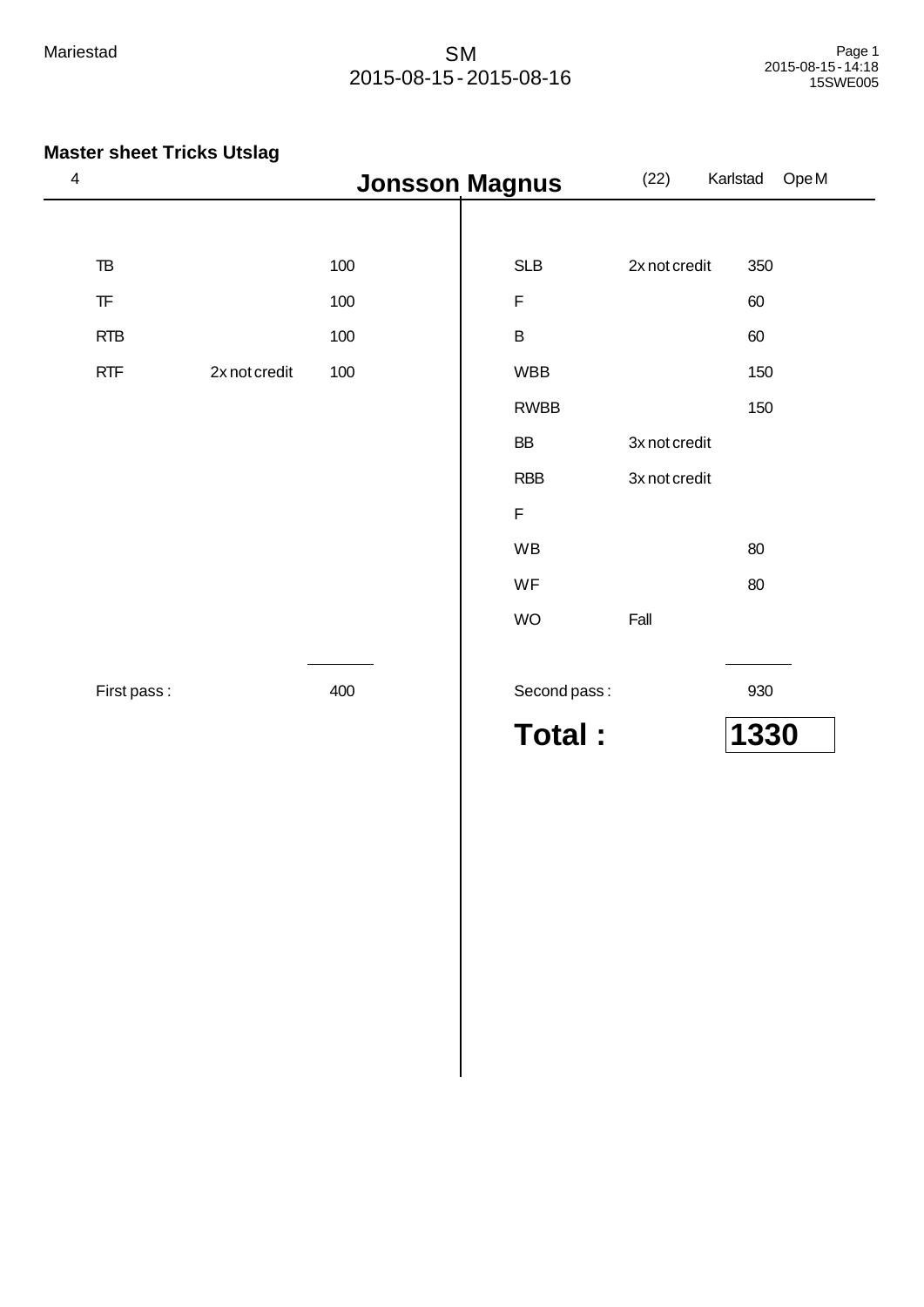Mariestad

SM
2015-08-15 - 2015-08-16

## Master sheet Tricks Utslag

4 **Jonsson Magnus** (22) Karlstad Ope M

| First pass | | | Second pass | | |
|---|---|---|---|---|---|
| TB | | 100 | SLB | 2x not credit | 350 |
| TF | | 100 | F | | 60 |
| RTB | | 100 | B | | 60 |
| RTF | 2x not credit | 100 | WBB | | 150 |
| | | | RWBB | | 150 |
| | | | BB | 3x not credit | |
| | | | RBB | 3x not credit | |
| | | | F | | |
| | | | WB | | 80 |
| | | | WF | | 80 |
| | | | WO | Fall | |
| First pass : | | 400 | Second pass : | | 930 |

**Total : 1330**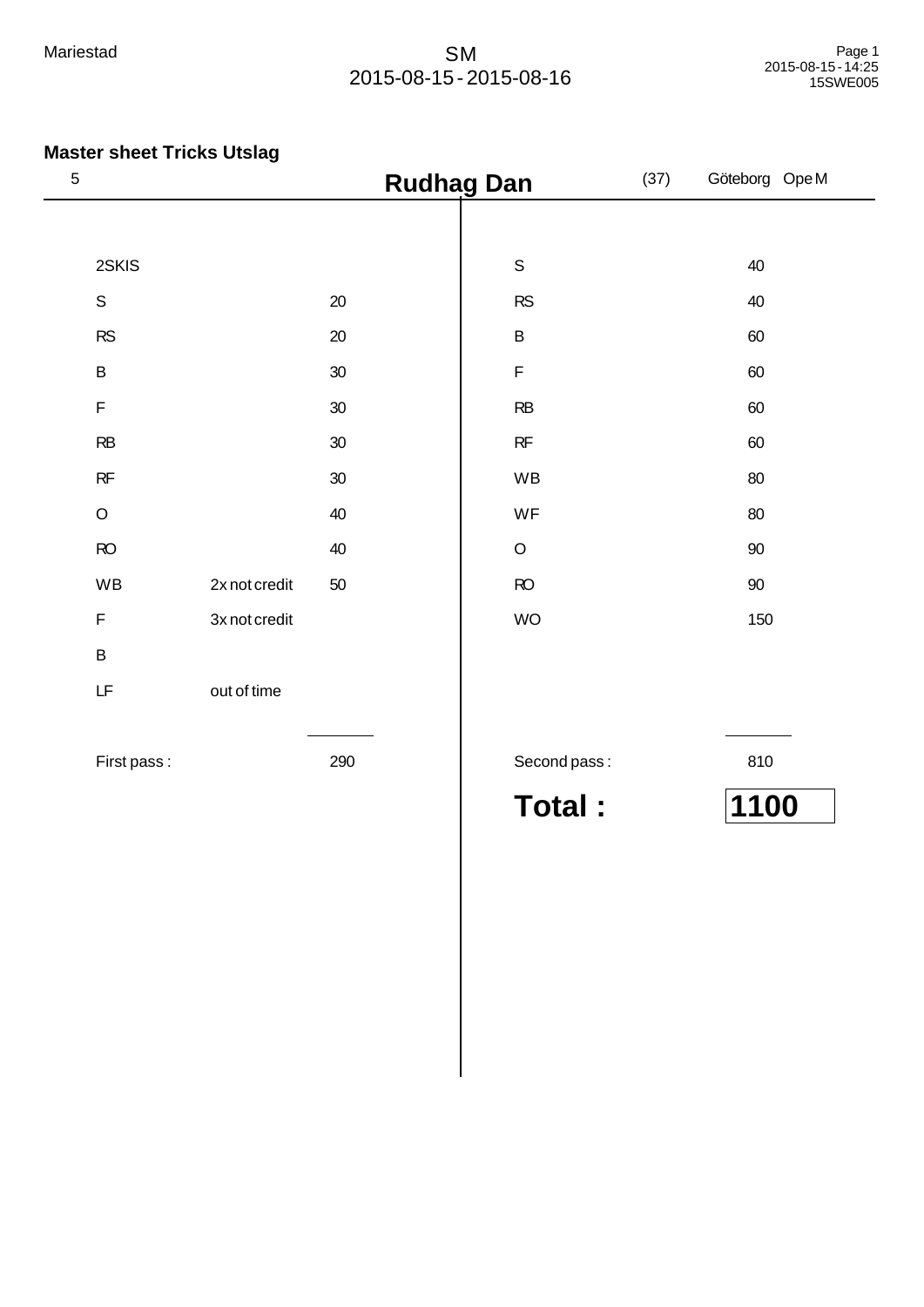Mariestad

SM
2015-08-15 - 2015-08-16

## Master sheet Tricks Utslag

5 **Rudhag Dan** (37) Göteborg Ope M

| | | | | |
|---|---|---|---|---|
| 2SKIS | | | S | 40 |
| S | | 20 | RS | 40 |
| RS | | 20 | B | 60 |
| B | | 30 | F | 60 |
| F | | 30 | RB | 60 |
| RB | | 30 | RF | 60 |
| RF | | 30 | WB | 80 |
| O | | 40 | WF | 80 |
| RO | | 40 | O | 90 |
| WB | 2x not credit | 50 | RO | 90 |
| F | 3x not credit | | WO | 150 |
| B | | | | |
| LF | out of time | | | |
| First pass : | | 290 | Second pass : | 810 |

**Total : 1100**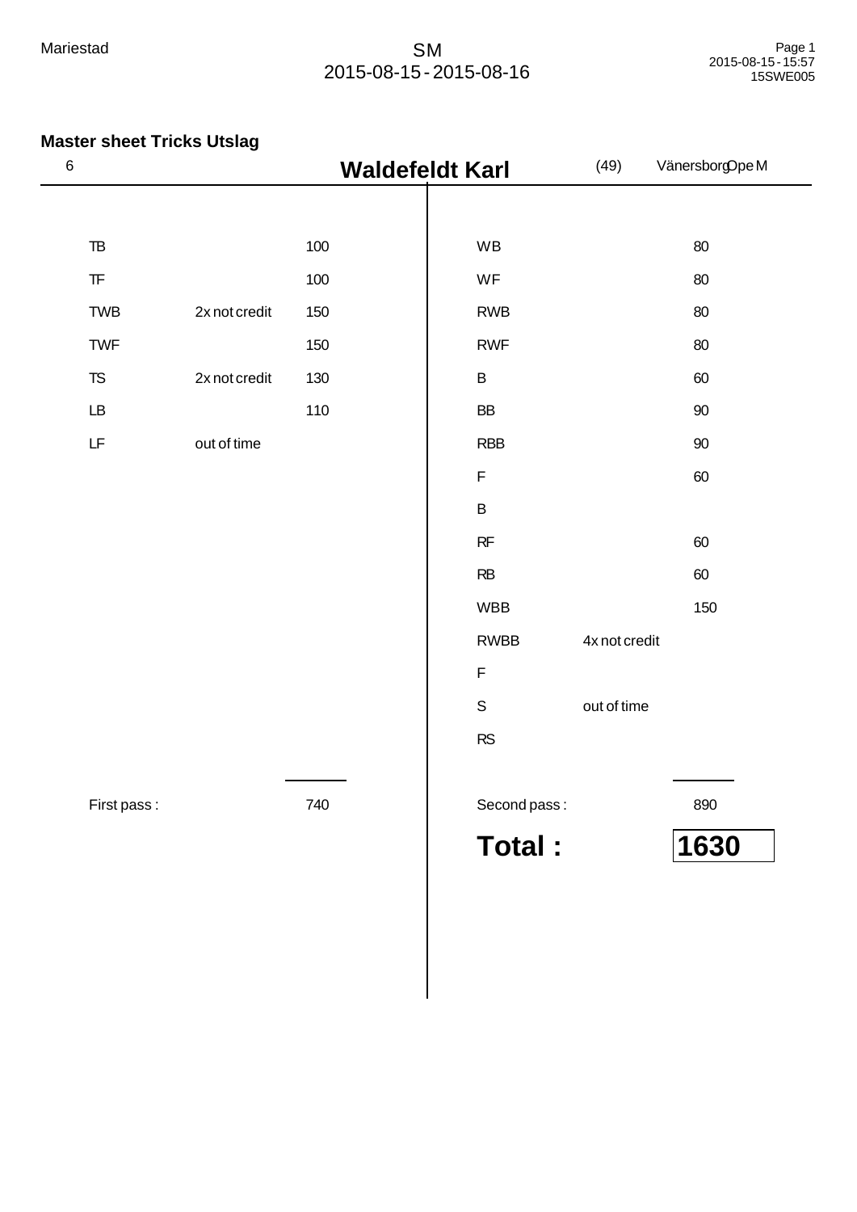Mariestad

SM
2015-08-15 - 2015-08-16

## Master sheet Tricks Utslag

6 **Waldefeldt Karl** (49) Vänersborg Ope M

| Trick | Note | Points |
|---|---|---|
| TB | | 100 |
| TF | | 100 |
| TWB | 2x not credit | 150 |
| TWF | | 150 |
| TS | 2x not credit | 130 |
| LB | | 110 |
| LF | out of time | |
| **First pass :** | | **740** |

| Trick | Note | Points |
|---|---|---|
| WB | | 80 |
| WF | | 80 |
| RWB | | 80 |
| RWF | | 80 |
| B | | 60 |
| BB | | 90 |
| RBB | | 90 |
| F | | 60 |
| B | | |
| RF | | 60 |
| RB | | 60 |
| WBB | | 150 |
| RWBB | 4x not credit | |
| F | | |
| S | out of time | |
| RS | | |
| **Second pass :** | | **890** |

**Total : 1630**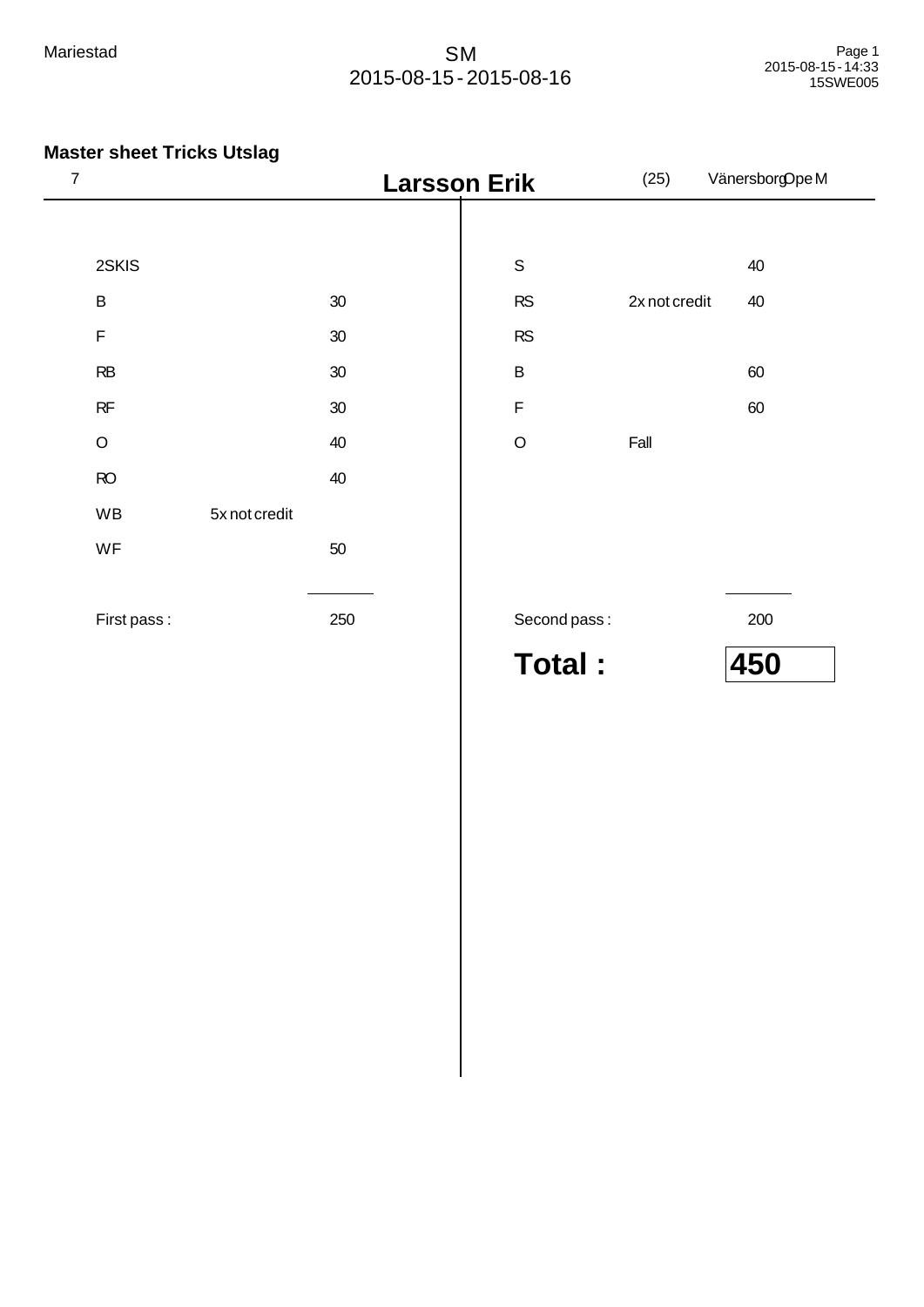## Master sheet Tricks Utslag

| 7 | Larsson Erik | (25) | VänersborgOpe M |
|---|---|---|---|

| First pass | | | Second pass | | |
|---|---|---|---|---|---|
| 2SKIS | | | S | | 40 |
| B | | 30 | RS | 2x not credit | 40 |
| F | | 30 | RS | | |
| RB | | 30 | B | | 60 |
| RF | | 30 | F | | 60 |
| O | | 40 | O | Fall | |
| RO | | 40 | | | |
| WB | 5x not credit | | | | |
| WF | | 50 | | | |
| First pass : | | 250 | Second pass : | | 200 |

**Total : 450**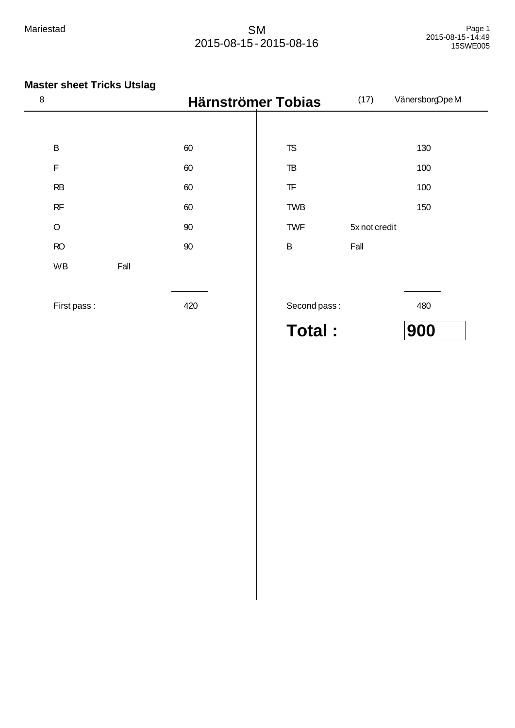## Master sheet Tricks Utslag

8 **Härnströmer Tobias** (17) VänersborgOpe M

| First pass | | | Second pass | | |
|---|---|---|---|---|---|
| B | | 60 | TS | | 130 |
| F | | 60 | TB | | 100 |
| RB | | 60 | TF | | 100 |
| RF | | 60 | TWB | | 150 |
| O | | 90 | TWF | 5x not credit | |
| RO | | 90 | B | Fall | |
| WB | Fall | | | | |
| First pass : | | 420 | Second pass : | | 480 |

**Total : 900**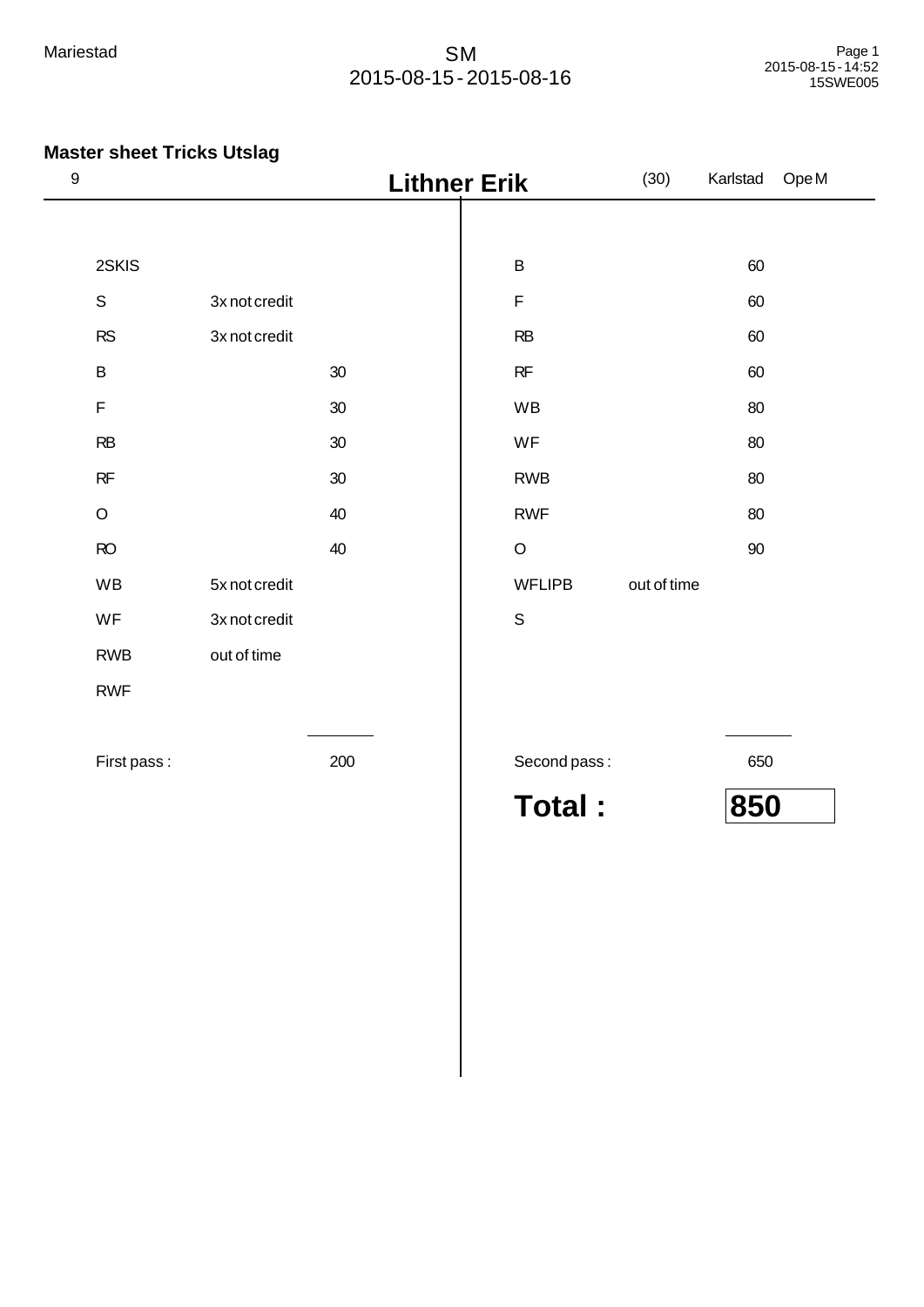Mariestad

SM
2015-08-15 - 2015-08-16

## Master sheet Tricks Utslag

9 **Lithner Erik** (30) Karlstad Ope M

| 2SKIS | | | B | | 60 |
|---|---|---|---|---|---|
| S | 3x not credit | | F | | 60 |
| RS | 3x not credit | | RB | | 60 |
| B | | 30 | RF | | 60 |
| F | | 30 | WB | | 80 |
| RB | | 30 | WF | | 80 |
| RF | | 30 | RWB | | 80 |
| O | | 40 | RWF | | 80 |
| RO | | 40 | O | | 90 |
| WB | 5x not credit | | WFLIPB | out of time | |
| WF | 3x not credit | | S | | |
| RWB | out of time | | | | |
| RWF | | | | | |
| First pass : | | 200 | Second pass : | | 650 |

**Total : 850**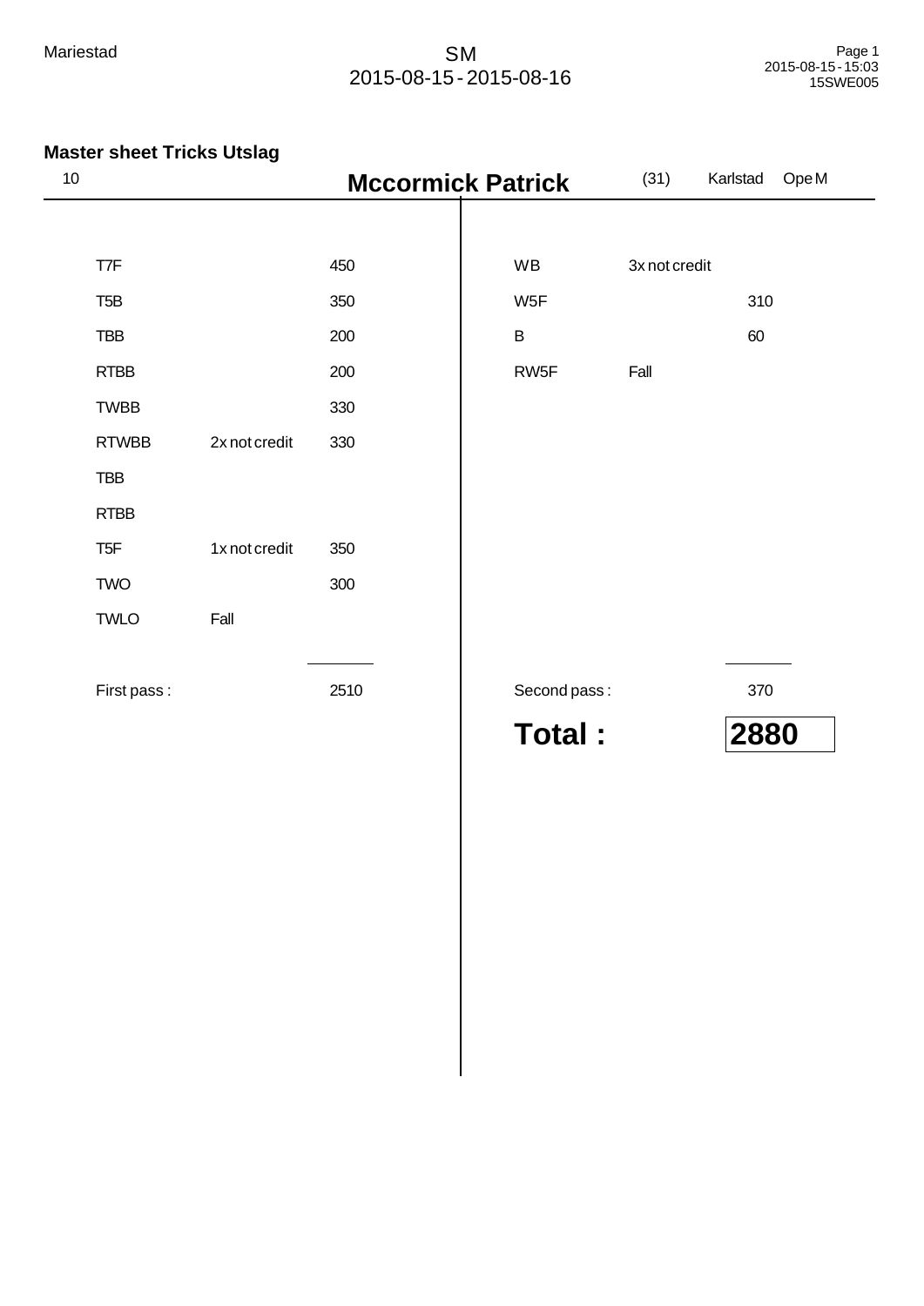Mariestad

SM
2015-08-15 - 2015-08-16

**Master sheet Tricks Utslag**

10 **Mccormick Patrick** (31) Karlstad Ope M

| First pass | | |
|---|---|---|
| T7F | | 450 |
| T5B | | 350 |
| TBB | | 200 |
| RTBB | | 200 |
| TWBB | | 330 |
| RTWBB | 2x not credit | 330 |
| TBB | | |
| RTBB | | |
| T5F | 1x not credit | 350 |
| TWO | | 300 |
| TWLO | Fall | |
| First pass : | | 2510 |

| Second pass | | |
|---|---|---|
| WB | 3x not credit | |
| W5F | | 310 |
| B | | 60 |
| RW5F | Fall | |
| Second pass : | | 370 |

**Total : 2880**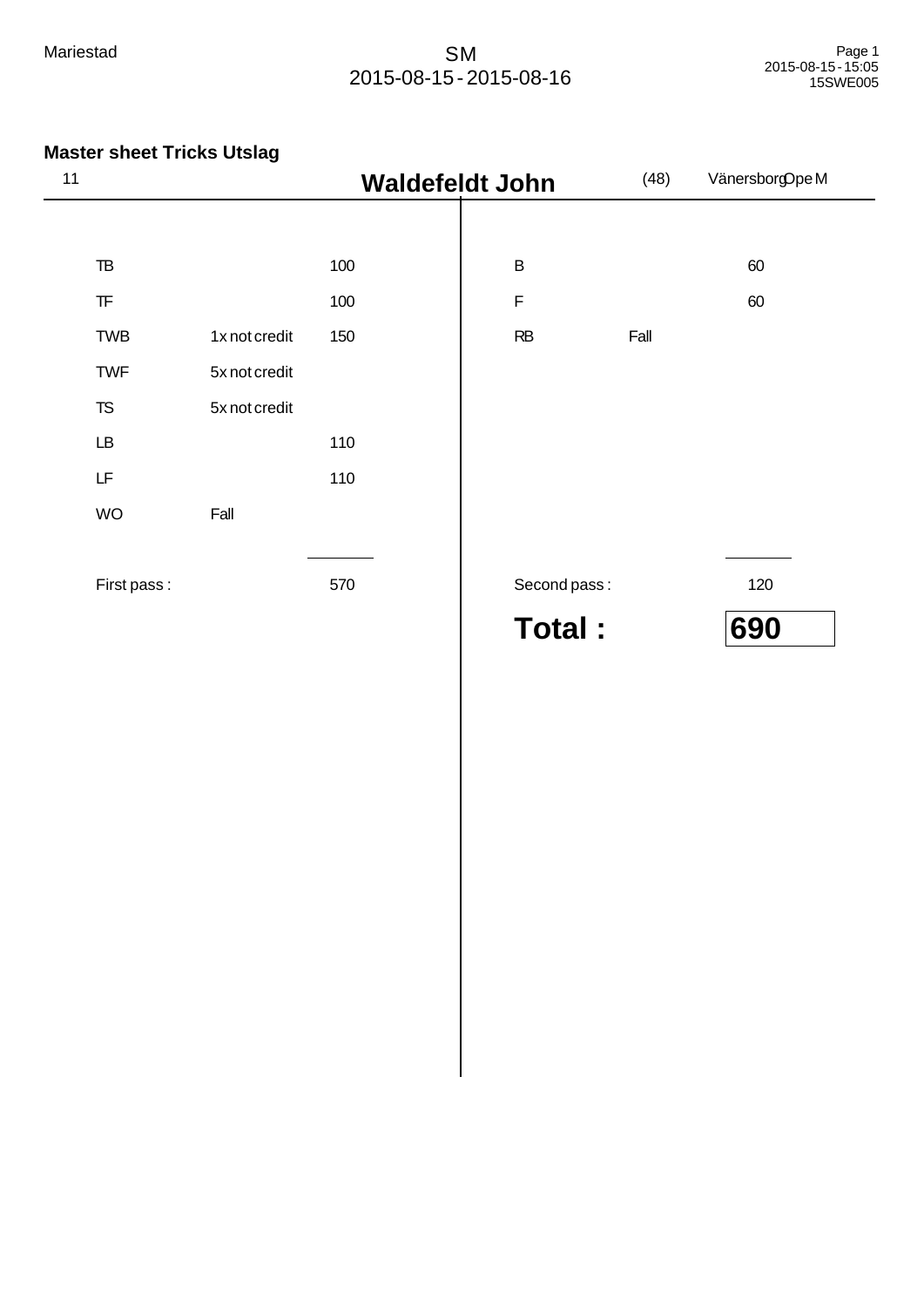## Master sheet Tricks Utslag

11 **Waldefeldt John** (48) VänersborgOpe M

| First pass | | | Second pass | | |
|---|---|---|---|---|---|
| TB | | 100 | B | | 60 |
| TF | | 100 | F | | 60 |
| TWB | 1x not credit | 150 | RB | Fall | |
| TWF | 5x not credit | | | | |
| TS | 5x not credit | | | | |
| LB | | 110 | | | |
| LF | | 110 | | | |
| WO | Fall | | | | |
| First pass : | | 570 | Second pass : | | 120 |

**Total : 690**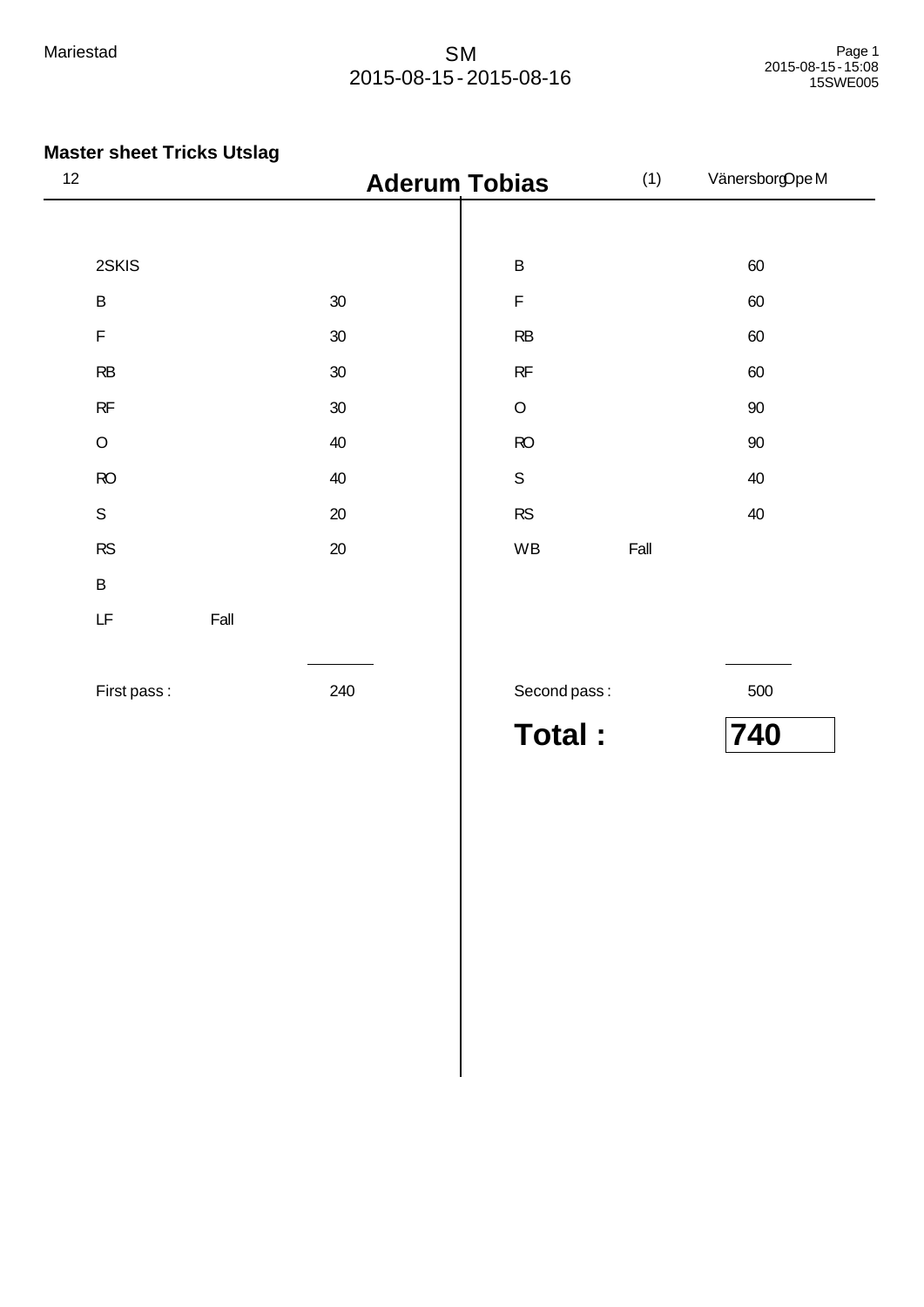Mariestad

SM
2015-08-15 - 2015-08-16

## Master sheet Tricks Utslag

12 **Aderum Tobias** (1) Vänersborg Ope M

| First pass | | | Second pass | | |
|---|---|---|---|---|---|
| 2SKIS | | | B | | 60 |
| B | | 30 | F | | 60 |
| F | | 30 | RB | | 60 |
| RB | | 30 | RF | | 60 |
| RF | | 30 | O | | 90 |
| O | | 40 | RO | | 90 |
| RO | | 40 | S | | 40 |
| S | | 20 | RS | | 40 |
| RS | | 20 | WB | Fall | |
| B | | | | | |
| LF | Fall | | | | |
| First pass : | | 240 | Second pass : | | 500 |

**Total : 740**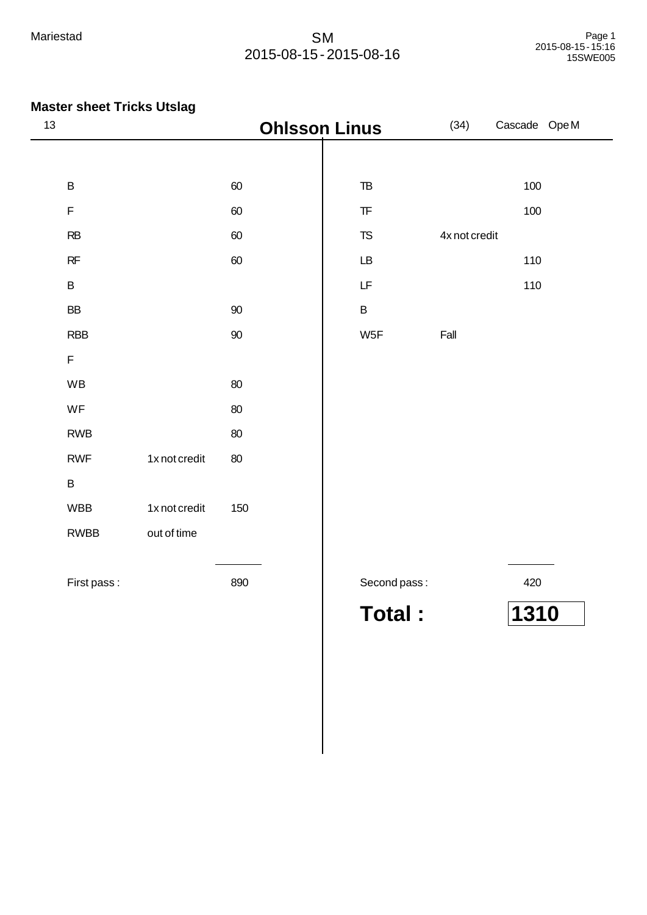Mariestad

SM
2015-08-15 - 2015-08-16

## Master sheet Tricks Utslag

13 **Ohlsson Linus** (34) Cascade Ope M

| | | | | | |
|---|---|---|---|---|---|
| B | | 60 | TB | | 100 |
| F | | 60 | TF | | 100 |
| RB | | 60 | TS | 4x not credit | |
| RF | | 60 | LB | | 110 |
| B | | | LF | | 110 |
| BB | | 90 | B | | |
| RBB | | 90 | W5F | Fall | |
| F | | | | | |
| WB | | 80 | | | |
| WF | | 80 | | | |
| RWB | | 80 | | | |
| RWF | 1x not credit | 80 | | | |
| B | | | | | |
| WBB | 1x not credit | 150 | | | |
| RWBB | out of time | | | | |
| First pass : | | 890 | Second pass : | | 420 |

**Total : 1310**